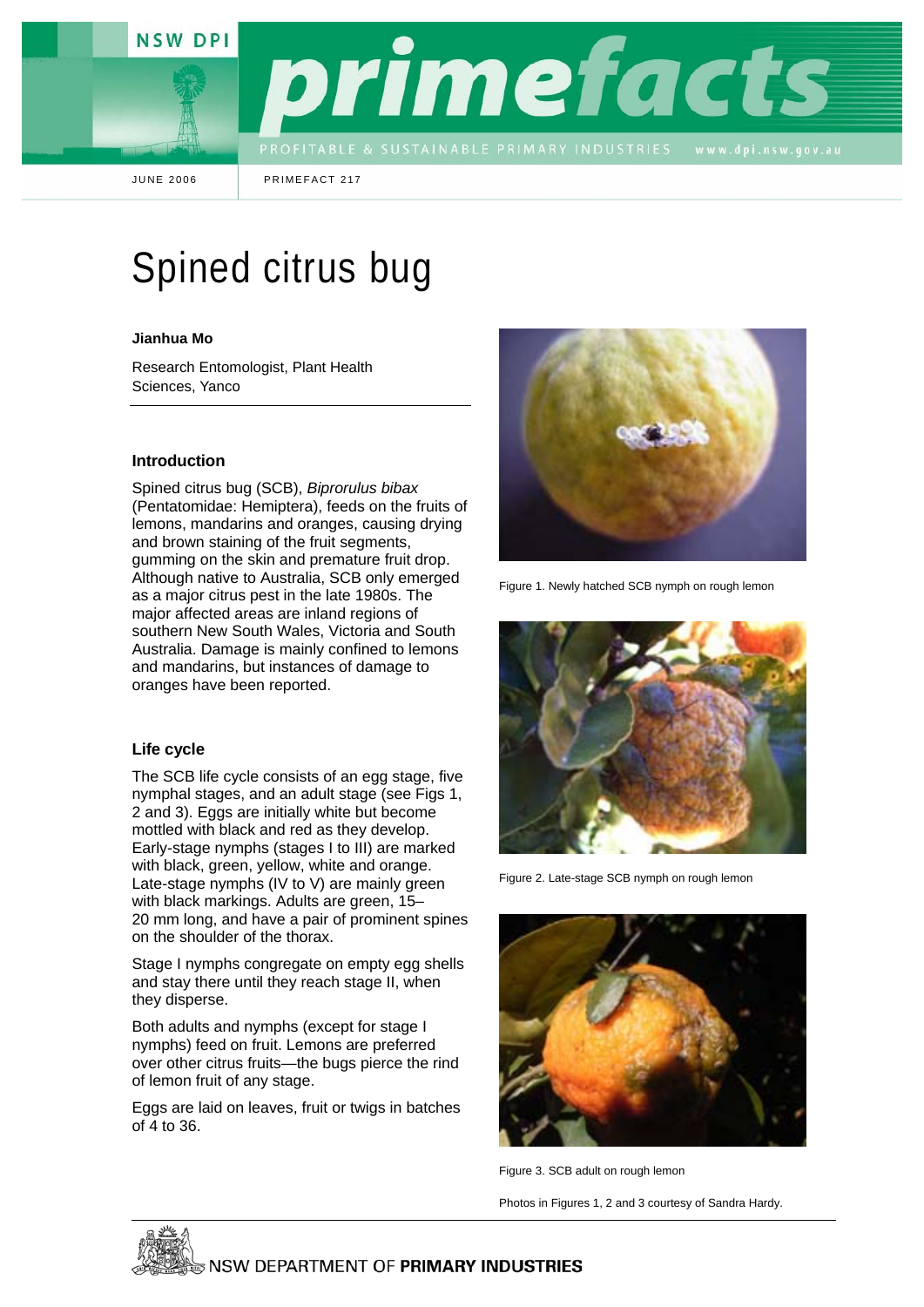# Spined citrus bug

**Jianhua Mo**

Research Entomologist, Plant Health Sciences, Yanco

## Introduction

Spined citrus bug (SCB), *Biprorulus bibax* (Pentatomidae: Hemiptera), feeds on the fruits of lemons, mandarins and oranges, causing drying and brown staining of the fruit segments, gumming on the skin and premature fruit drop. Although native to Australia, SCB only emerged as a major citrus pest in the late 1980s. The major affected areas are inland regions of southern New South Wales, Victoria and South Australia. Damage is mainly confined to lemons and mandarins, but instances of damage to oranges have been reported.

## Life cycle

The SCB life cycle consists of an egg stage, five nymphal stages, and an adult stage (see Figs 1, 2 and 3). Eggs are initially white but become mottled with black and red as they develop. Early-stage nymphs (stages I to III) are marked with black, green, yellow, white and orange. Late-stage nymphs (IV to V) are mainly green with black markings. Adults are green, 15–20 mm long, and have a pair of prominent spines on the shoulder of the thorax.

Stage I nymphs congregate on empty egg shells and stay there until they reach stage II, when they disperse.

Both adults and nymphs (except for stage I nymphs) feed on fruit. Lemons are preferred over other citrus fruits—the bugs pierce the rind of lemon fruit of any stage.

Eggs are laid on leaves, fruit or twigs in batches of 4 to 36.

Figure 1. Newly hatched SCB nymph on rough lemon

Figure 2. Late-stage SCB nymph on rough lemon

Figure 3. SCB adult on rough lemon

Photos in Figures 1, 2 and 3 courtesy of Sandra Hardy.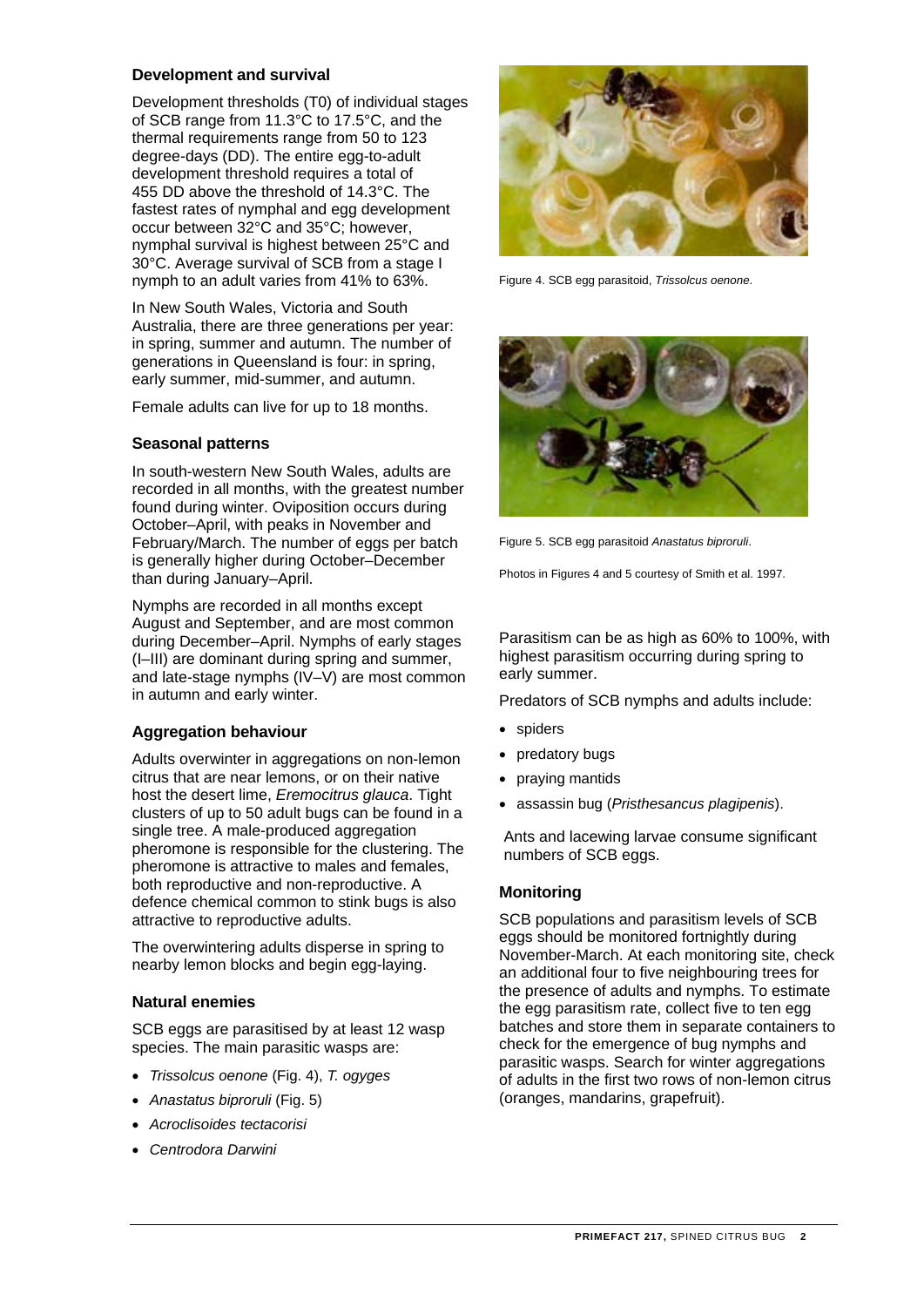### Development and survival

Development thresholds (T0) of individual stages of SCB range from 11.3°C to 17.5°C, and the thermal requirements range from 50 to 123 degree-days (DD). The entire egg-to-adult development threshold requires a total of 455 DD above the threshold of 14.3°C. The fastest rates of nymphal and egg development occur between 32°C and 35°C; however, nymphal survival is highest between 25°C and 30°C. Average survival of SCB from a stage I nymph to an adult varies from 41% to 63%.

In New South Wales, Victoria and South Australia, there are three generations per year: in spring, summer and autumn. The number of generations in Queensland is four: in spring, early summer, mid-summer, and autumn.

Female adults can live for up to 18 months.

### Seasonal patterns

In south-western New South Wales, adults are recorded in all months, with the greatest number found during winter. Oviposition occurs during October–April, with peaks in November and February/March. The number of eggs per batch is generally higher during October–December than during January–April.

Nymphs are recorded in all months except August and September, and are most common during December–April. Nymphs of early stages (I–III) are dominant during spring and summer, and late-stage nymphs (IV–V) are most common in autumn and early winter.

### Aggregation behaviour

Adults overwinter in aggregations on non-lemon citrus that are near lemons, or on their native host the desert lime, *Eremocitrus glauca*. Tight clusters of up to 50 adult bugs can be found in a single tree. A male-produced aggregation pheromone is responsible for the clustering. The pheromone is attractive to males and females, both reproductive and non-reproductive. A defence chemical common to stink bugs is also attractive to reproductive adults.

The overwintering adults disperse in spring to nearby lemon blocks and begin egg-laying.

### Natural enemies

SCB eggs are parasitised by at least 12 wasp species. The main parasitic wasps are:

- *Trissolcus oenone* (Fig. 4), *T. ogyges*
- *Anastatus biproruli* (Fig. 5)
- *Acroclisoides tectacorisi*
- *Centrodora Darwini*

Figure 4. SCB egg parasitoid, *Trissolcus oenone*.

Figure 5. SCB egg parasitoid *Anastatus biproruli*.

Photos in Figures 4 and 5 courtesy of Smith et al. 1997.

Parasitism can be as high as 60% to 100%, with highest parasitism occurring during spring to early summer.

Predators of SCB nymphs and adults include:

- spiders
- predatory bugs
- praying mantids
- assassin bug (*Pristhesancus plagipenis*).

Ants and lacewing larvae consume significant numbers of SCB eggs.

### Monitoring

SCB populations and parasitism levels of SCB eggs should be monitored fortnightly during November-March. At each monitoring site, check an additional four to five neighbouring trees for the presence of adults and nymphs. To estimate the egg parasitism rate, collect five to ten egg batches and store them in separate containers to check for the emergence of bug nymphs and parasitic wasps. Search for winter aggregations of adults in the first two rows of non-lemon citrus (oranges, mandarins, grapefruit).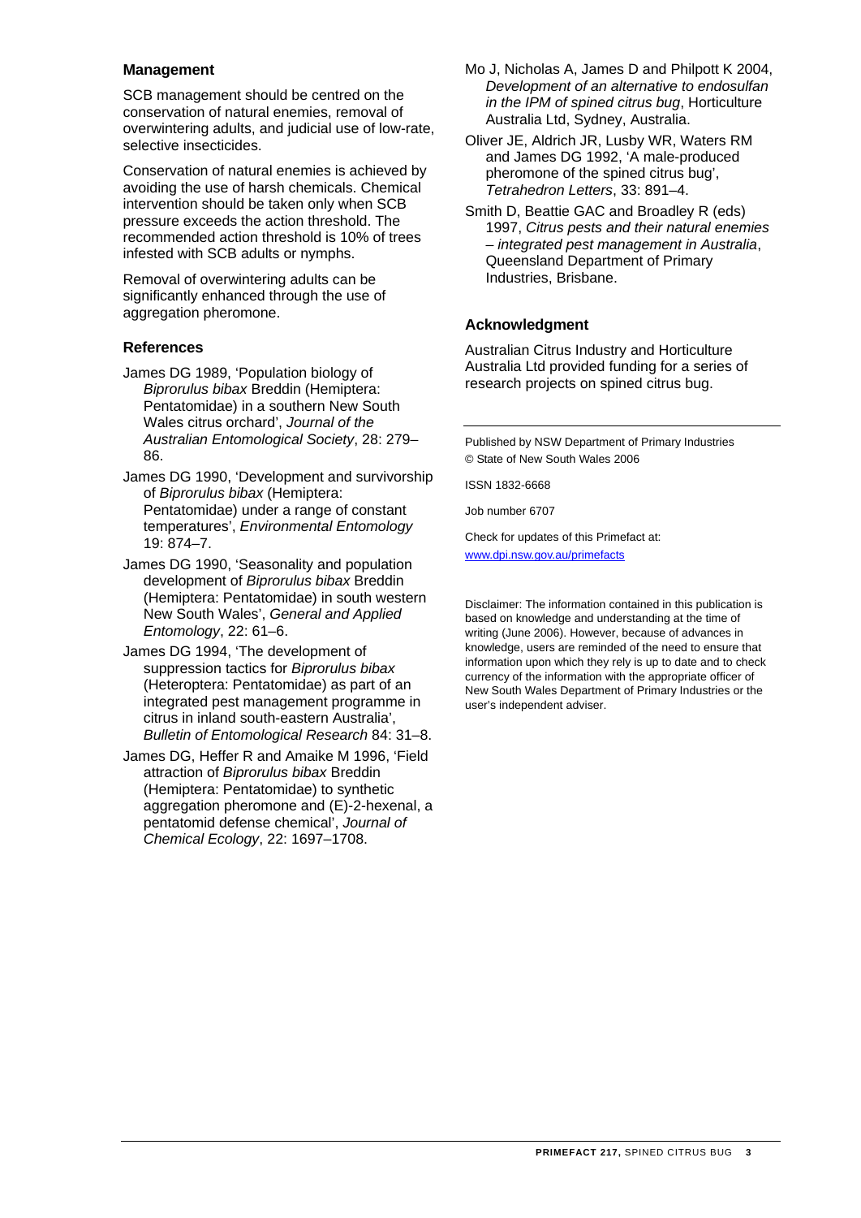## Management

SCB management should be centred on the conservation of natural enemies, removal of overwintering adults, and judicial use of low-rate, selective insecticides.

Conservation of natural enemies is achieved by avoiding the use of harsh chemicals. Chemical intervention should be taken only when SCB pressure exceeds the action threshold. The recommended action threshold is 10% of trees infested with SCB adults or nymphs.

Removal of overwintering adults can be significantly enhanced through the use of aggregation pheromone.

## References

James DG 1989, 'Population biology of *Biprorulus bibax* Breddin (Hemiptera: Pentatomidae) in a southern New South Wales citrus orchard', *Journal of the Australian Entomological Society*, 28: 279–86.

James DG 1990, 'Development and survivorship of *Biprorulus bibax* (Hemiptera: Pentatomidae) under a range of constant temperatures', *Environmental Entomology* 19: 874–7.

James DG 1990, 'Seasonality and population development of *Biprorulus bibax* Breddin (Hemiptera: Pentatomidae) in south western New South Wales', *General and Applied Entomology*, 22: 61–6.

James DG 1994, 'The development of suppression tactics for *Biprorulus bibax* (Heteroptera: Pentatomidae) as part of an integrated pest management programme in citrus in inland south-eastern Australia', *Bulletin of Entomological Research* 84: 31–8.

James DG, Heffer R and Amaike M 1996, 'Field attraction of *Biprorulus bibax* Breddin (Hemiptera: Pentatomidae) to synthetic aggregation pheromone and (E)-2-hexenal, a pentatomid defense chemical', *Journal of Chemical Ecology*, 22: 1697–1708.

Mo J, Nicholas A, James D and Philpott K 2004, *Development of an alternative to endosulfan in the IPM of spined citrus bug*, Horticulture Australia Ltd, Sydney, Australia.

Oliver JE, Aldrich JR, Lusby WR, Waters RM and James DG 1992, 'A male-produced pheromone of the spined citrus bug', *Tetrahedron Letters*, 33: 891–4.

Smith D, Beattie GAC and Broadley R (eds) 1997, *Citrus pests and their natural enemies – integrated pest management in Australia*, Queensland Department of Primary Industries, Brisbane.

## Acknowledgment

Australian Citrus Industry and Horticulture Australia Ltd provided funding for a series of research projects on spined citrus bug.

---

Published by NSW Department of Primary Industries
© State of New South Wales 2006

ISSN 1832-6668

Job number 6707

Check for updates of this Primefact at:
www.dpi.nsw.gov.au/primefacts

Disclaimer: The information contained in this publication is based on knowledge and understanding at the time of writing (June 2006). However, because of advances in knowledge, users are reminded of the need to ensure that information upon which they rely is up to date and to check currency of the information with the appropriate officer of New South Wales Department of Primary Industries or the user's independent adviser.